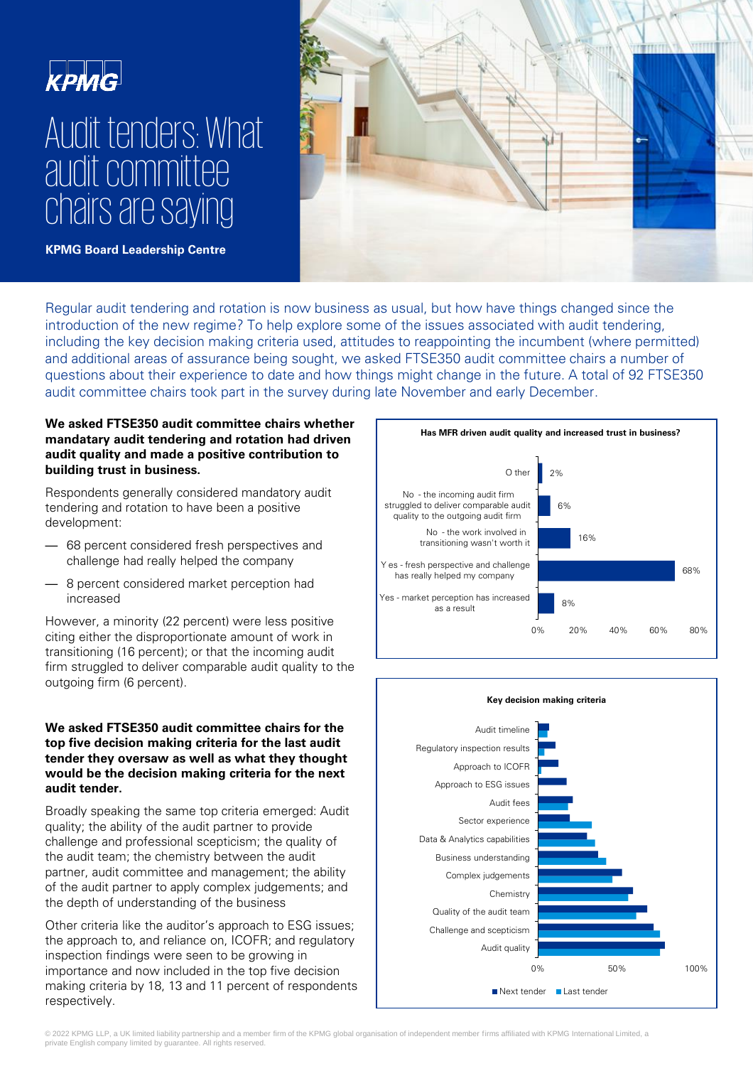KPMG

# Audit tenders: What audit committee chairs are saying

**KPMG Board Leadership Centre**

Regular audit tendering and rotation is now business as usual, but how have things changed since the introduction of the new regime? To help explore some of the issues associated with audit tendering, including the key decision making criteria used, attitudes to reappointing the incumbent (where permitted) and additional areas of assurance being sought, we asked FTSE350 audit committee chairs a number of questions about their experience to date and how things might change in the future. A total of 92 FTSE350 audit committee chairs took part in the survey during late November and early December.

**We asked FTSE350 audit committee chairs whether mandatary audit tendering and rotation had driven audit quality and made a positive contribution to building trust in business.**

Respondents generally considered mandatory audit tendering and rotation to have been a positive development:

- 68 percent considered fresh perspectives and challenge had really helped the company
- 8 percent considered market perception had increased

However, a minority (22 percent) were less positive citing either the disproportionate amount of work in transitioning (16 percent); or that the incoming audit firm struggled to deliver comparable audit quality to the outgoing firm (6 percent).

**Has MFR driven audit quality and increased trust in business?**

| Response | Percentage |
|---|---|
| Other | 2% |
| No - the incoming audit firm struggled to deliver comparable audit quality to the outgoing audit firm | 6% |
| No - the work involved in transitioning wasn't worth it | 16% |
| Yes - fresh perspective and challenge has really helped my company | 68% |
| Yes - market perception has increased as a result | 8% |

**We asked FTSE350 audit committee chairs for the top five decision making criteria for the last audit tender they oversaw as well as what they thought would be the decision making criteria for the next audit tender.**

Broadly speaking the same top criteria emerged: Audit quality; the ability of the audit partner to provide challenge and professional scepticism; the quality of the audit team; the chemistry between the audit partner, audit committee and management; the ability of the audit partner to apply complex judgements; and the depth of understanding of the business

Other criteria like the auditor's approach to ESG issues; the approach to, and reliance on, ICOFR; and regulatory inspection findings were seen to be growing in importance and now included in the top five decision making criteria by 18, 13 and 11 percent of respondents respectively.

**Key decision making criteria**

Criteria shown (bars for Next tender and Last tender, scale 0%–100%): Audit timeline; Regulatory inspection results; Approach to ICOFR; Approach to ESG issues; Audit fees; Sector experience; Data & Analytics capabilities; Business understanding; Complex judgements; Chemistry; Quality of the audit team; Challenge and scepticism; Audit quality

■ Next tender ■ Last tender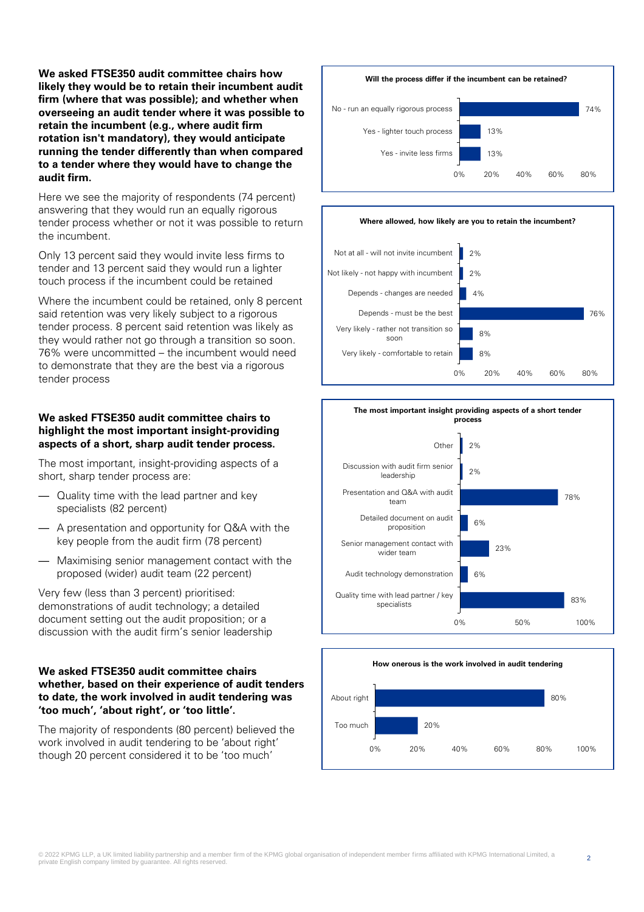**We asked FTSE350 audit committee chairs how likely they would be to retain their incumbent audit firm (where that was possible); and whether when overseeing an audit tender where it was possible to retain the incumbent (e.g., where audit firm rotation isn't mandatory), they would anticipate running the tender differently than when compared to a tender where they would have to change the audit firm.**

Here we see the majority of respondents (74 percent) answering that they would run an equally rigorous tender process whether or not it was possible to return the incumbent.

Only 13 percent said they would invite less firms to tender and 13 percent said they would run a lighter touch process if the incumbent could be retained

Where the incumbent could be retained, only 8 percent said retention was very likely subject to a rigorous tender process. 8 percent said retention was likely as they would rather not go through a transition so soon. 76% were uncommitted – the incumbent would need to demonstrate that they are the best via a rigorous tender process

**Will the process differ if the incumbent can be retained?**

| Response | Percentage |
|---|---|
| No - run an equally rigorous process | 74% |
| Yes - lighter touch process | 13% |
| Yes - invite less firms | 13% |

**Where allowed, how likely are you to retain the incumbent?**

| Response | Percentage |
|---|---|
| Not at all - will not invite incumbent | 2% |
| Not likely - not happy with incumbent | 2% |
| Depends - changes are needed | 4% |
| Depends - must be the best | 76% |
| Very likely - rather not transition so soon | 8% |
| Very likely - comfortable to retain | 8% |

**We asked FTSE350 audit committee chairs to highlight the most important insight-providing aspects of a short, sharp audit tender process.**

The most important, insight-providing aspects of a short, sharp tender process are:

- Quality time with the lead partner and key specialists (82 percent)
- A presentation and opportunity for Q&A with the key people from the audit firm (78 percent)
- Maximising senior management contact with the proposed (wider) audit team (22 percent)

Very few (less than 3 percent) prioritised: demonstrations of audit technology; a detailed document setting out the audit proposition; or a discussion with the audit firm's senior leadership

**The most important insight providing aspects of a short tender process**

| Aspect | Percentage |
|---|---|
| Other | 2% |
| Discussion with audit firm senior leadership | 2% |
| Presentation and Q&A with audit team | 78% |
| Detailed document on audit proposition | 6% |
| Senior management contact with wider team | 23% |
| Audit technology demonstration | 6% |
| Quality time with lead partner / key specialists | 83% |

**We asked FTSE350 audit committee chairs whether, based on their experience of audit tenders to date, the work involved in audit tendering was 'too much', 'about right', or 'too little'.**

The majority of respondents (80 percent) believed the work involved in audit tendering to be 'about right' though 20 percent considered it to be 'too much'

**How onerous is the work involved in audit tendering**

| Response | Percentage |
|---|---|
| About right | 80% |
| Too much | 20% |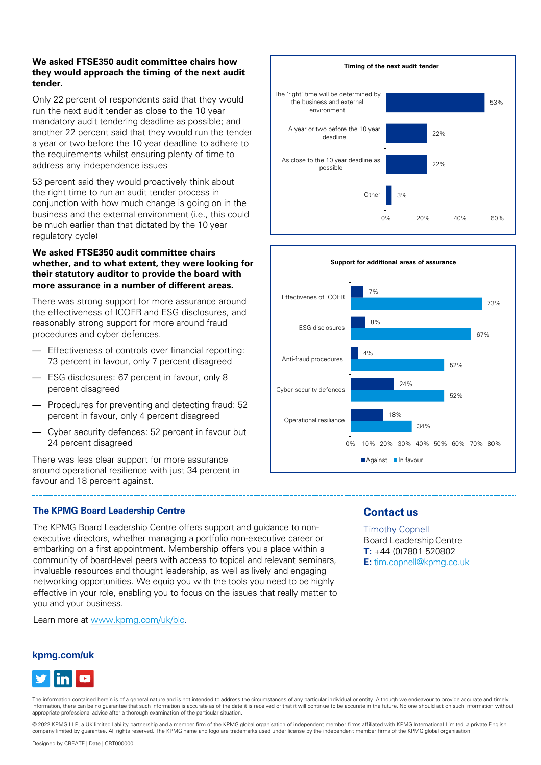**We asked FTSE350 audit committee chairs how they would approach the timing of the next audit tender.**

Only 22 percent of respondents said that they would run the next audit tender as close to the 10 year mandatory audit tendering deadline as possible; and another 22 percent said that they would run the tender a year or two before the 10 year deadline to adhere to the requirements whilst ensuring plenty of time to address any independence issues

53 percent said they would proactively think about the right time to run an audit tender process in conjunction with how much change is going on in the business and the external environment (i.e., this could be much earlier than that dictated by the 10 year regulatory cycle)

**Timing of the next audit tender**

The 'right' time will be determined by the business and external environment
53%
A year or two before the 10 year deadline
22%
As close to the 10 year deadline as possible
22%
Other
3%
0%
20%
40%
60%

**We asked FTSE350 audit committee chairs whether, and to what extent, they were looking for their statutory auditor to provide the board with more assurance in a number of different areas.**

There was strong support for more assurance around the effectiveness of ICOFR and ESG disclosures, and reasonably strong support for more around fraud procedures and cyber defences.

- Effectiveness of controls over financial reporting: 73 percent in favour, only 7 percent disagreed
- ESG disclosures: 67 percent in favour, only 8 percent disagreed
- Procedures for preventing and detecting fraud: 52 percent in favour, only 4 percent disagreed
- Cyber security defences: 52 percent in favour but 24 percent disagreed

There was less clear support for more assurance around operational resilience with just 34 percent in favour and 18 percent against.

**Support for additional areas of assurance**

Effectivenes of ICOFR
7%
73%
ESG disclosures
8%
67%
Anti-fraud procedures
4%
52%
Cyber security defences
24%
52%
Operational resiliance
18%
34%
0%
10%
20%
30%
40%
50%
60%
70%
80%
Against
In favour

### The KPMG Board Leadership Centre

The KPMG Board Leadership Centre offers support and guidance to non-executive directors, whether managing a portfolio non-executive career or embarking on a first appointment. Membership offers you a place within a community of board-level peers with access to topical and relevant seminars, invaluable resources and thought leadership, as well as lively and engaging networking opportunities. We equip you with the tools you need to be highly effective in your role, enabling you to focus on the issues that really matter to you and your business.

Learn more at www.kpmg.com/uk/blc.

## Contact us

Timothy Copnell
Board Leadership Centre
**T:** +44 (0)7801 520802
**E:** tim.copnell@kpmg.co.uk

**kpmg.com/uk**

The information contained herein is of a general nature and is not intended to address the circumstances of any particular individual or entity. Although we endeavour to provide accurate and timely information, there can be no guarantee that such information is accurate as of the date it is received or that it will continue to be accurate in the future. No one should act on such information without appropriate professional advice after a thorough examination of the particular situation.

© 2022 KPMG LLP, a UK limited liability partnership and a member firm of the KPMG global organisation of independent member firms affiliated with KPMG International Limited, a private English company limited by guarantee. All rights reserved. The KPMG name and logo are trademarks used under license by the independent member firms of the KPMG global organisation.

Designed by CREATE | Date | CRT000000